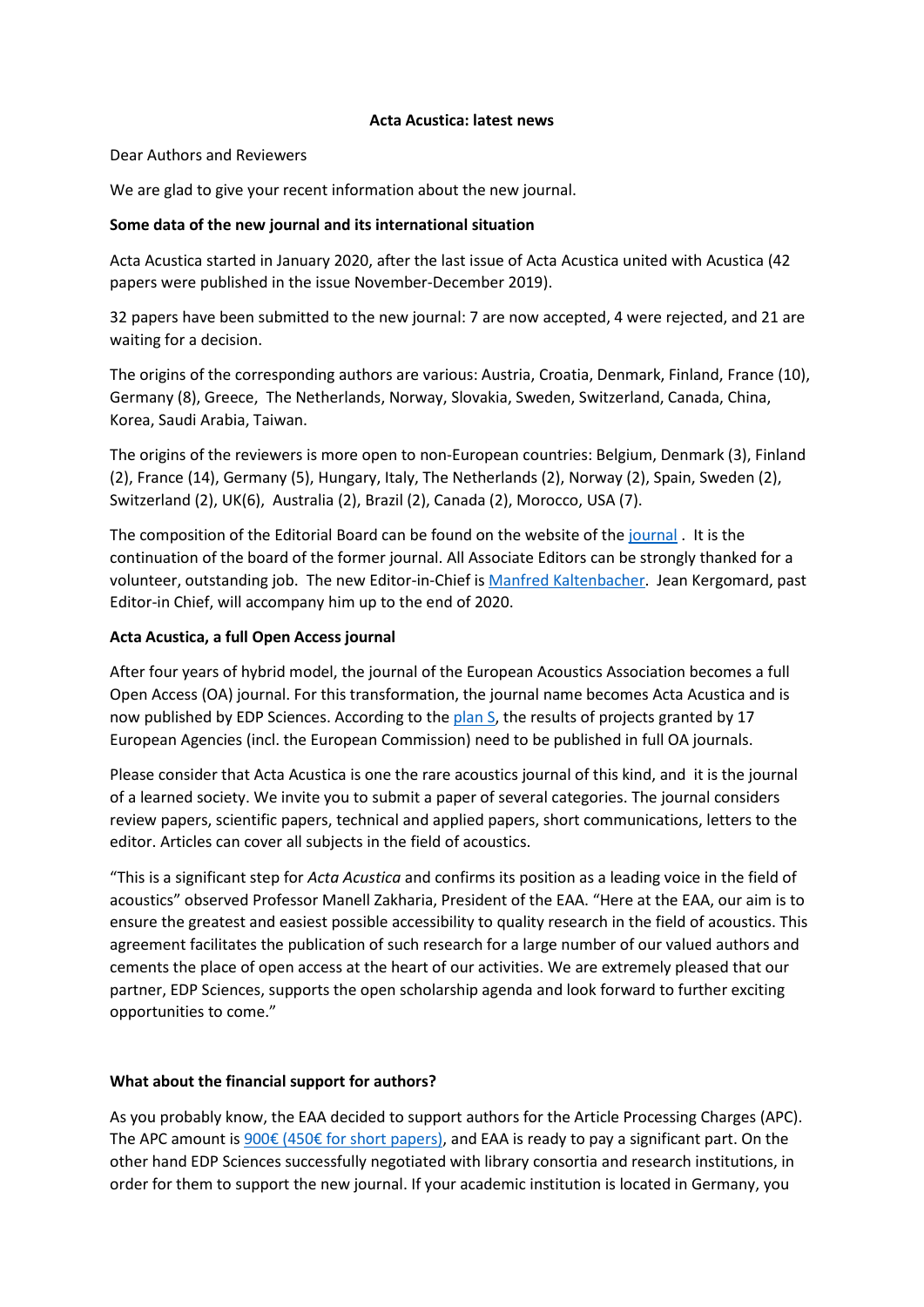# Acta Acustica: latest news

Dear Authors and Reviewers

We are glad to give your recent information about the new journal.

**Some data of the new journal and its international situation**

Acta Acustica started in January 2020, after the last issue of Acta Acustica united with Acustica (42 papers were published in the issue November-December 2019).

32 papers have been submitted to the new journal: 7 are now accepted, 4 were rejected, and 21 are waiting for a decision.

The origins of the corresponding authors are various: Austria, Croatia, Denmark, Finland, France (10), Germany (8), Greece, The Netherlands, Norway, Slovakia, Sweden, Switzerland, Canada, China, Korea, Saudi Arabia, Taiwan.

The origins of the reviewers is more open to non-European countries: Belgium, Denmark (3), Finland (2), France (14), Germany (5), Hungary, Italy, The Netherlands (2), Norway (2), Spain, Sweden (2), Switzerland (2), UK(6), Australia (2), Brazil (2), Canada (2), Morocco, USA (7).

The composition of the Editorial Board can be found on the website of the journal . It is the continuation of the board of the former journal. All Associate Editors can be strongly thanked for a volunteer, outstanding job. The new Editor-in-Chief is Manfred Kaltenbacher. Jean Kergomard, past Editor-in Chief, will accompany him up to the end of 2020.

**Acta Acustica, a full Open Access journal**

After four years of hybrid model, the journal of the European Acoustics Association becomes a full Open Access (OA) journal. For this transformation, the journal name becomes Acta Acustica and is now published by EDP Sciences. According to the plan S, the results of projects granted by 17 European Agencies (incl. the European Commission) need to be published in full OA journals.

Please consider that Acta Acustica is one the rare acoustics journal of this kind, and it is the journal of a learned society. We invite you to submit a paper of several categories. The journal considers review papers, scientific papers, technical and applied papers, short communications, letters to the editor. Articles can cover all subjects in the field of acoustics.

"This is a significant step for *Acta Acustica* and confirms its position as a leading voice in the field of acoustics" observed Professor Manell Zakharia, President of the EAA. "Here at the EAA, our aim is to ensure the greatest and easiest possible accessibility to quality research in the field of acoustics. This agreement facilitates the publication of such research for a large number of our valued authors and cements the place of open access at the heart of our activities. We are extremely pleased that our partner, EDP Sciences, supports the open scholarship agenda and look forward to further exciting opportunities to come."

**What about the financial support for authors?**

As you probably know, the EAA decided to support authors for the Article Processing Charges (APC). The APC amount is 900€ (450€ for short papers), and EAA is ready to pay a significant part. On the other hand EDP Sciences successfully negotiated with library consortia and research institutions, in order for them to support the new journal. If your academic institution is located in Germany, you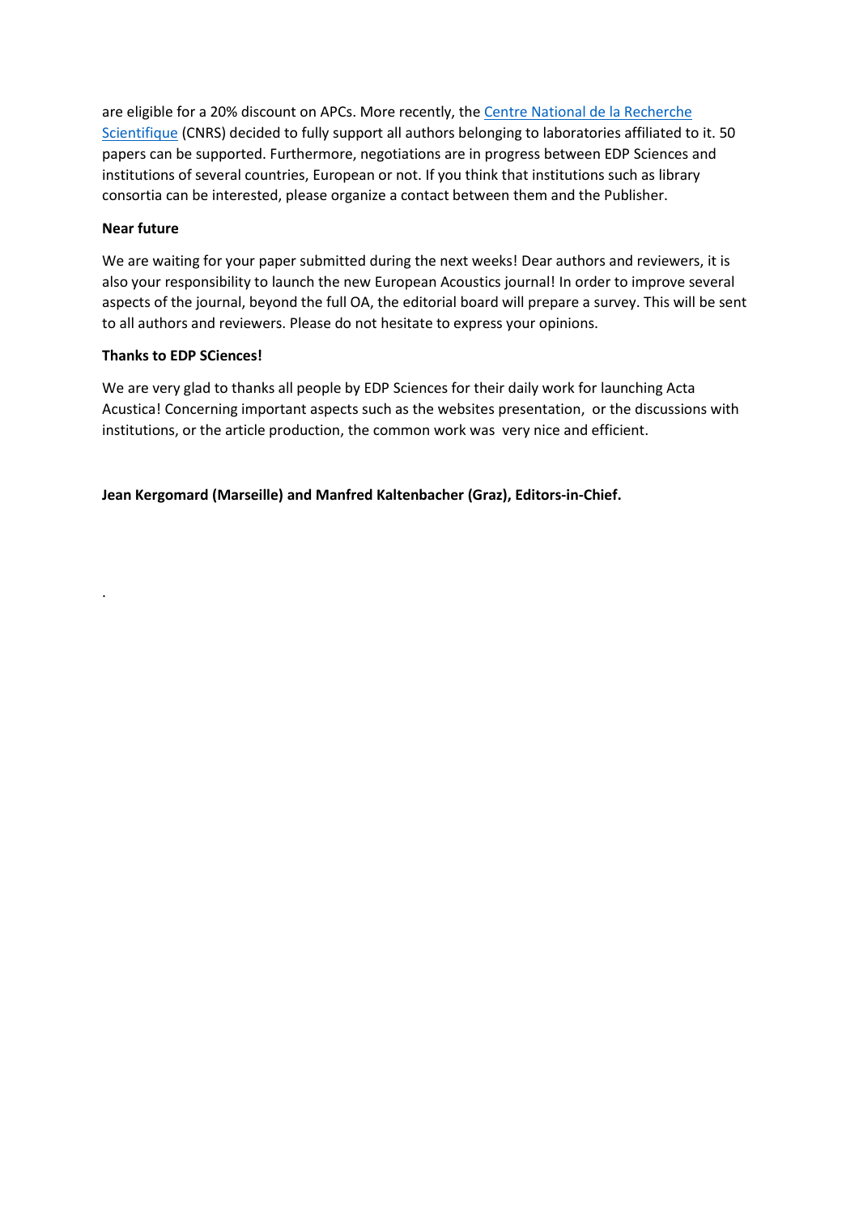are eligible for a 20% discount on APCs. More recently, the [Centre National de la Recherche Scientifique] (CNRS) decided to fully support all authors belonging to laboratories affiliated to it. 50 papers can be supported. Furthermore, negotiations are in progress between EDP Sciences and institutions of several countries, European or not. If you think that institutions such as library consortia can be interested, please organize a contact between them and the Publisher.

**Near future**

We are waiting for your paper submitted during the next weeks! Dear authors and reviewers, it is also your responsibility to launch the new European Acoustics journal! In order to improve several aspects of the journal, beyond the full OA, the editorial board will prepare a survey. This will be sent to all authors and reviewers. Please do not hesitate to express your opinions.

**Thanks to EDP SCiences!**

We are very glad to thanks all people by EDP Sciences for their daily work for launching Acta Acustica! Concerning important aspects such as the websites presentation, or the discussions with institutions, or the article production, the common work was very nice and efficient.

**Jean Kergomard (Marseille) and Manfred Kaltenbacher (Graz), Editors-in-Chief.**

.